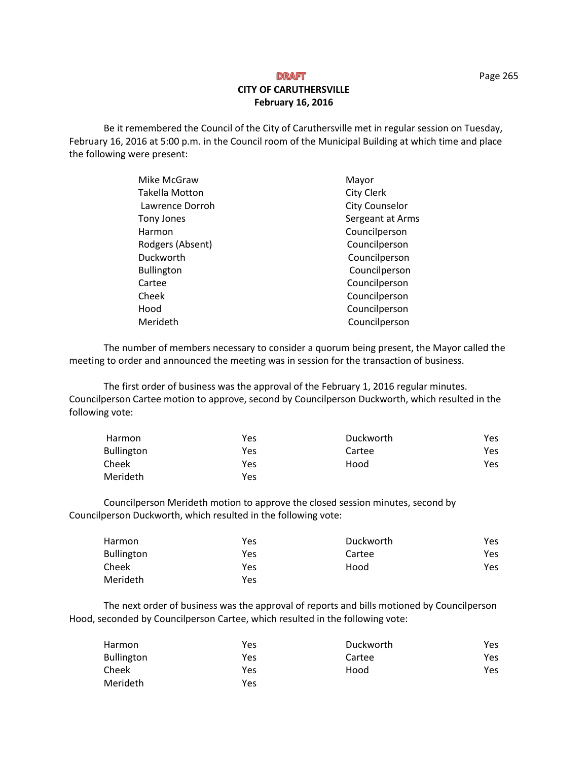**DRAFT**

**CITY OF CARUTHERSVILLE**
**February 16, 2016**

Be it remembered the Council of the City of Caruthersville met in regular session on Tuesday, February 16, 2016 at 5:00 p.m. in the Council room of the Municipal Building at which time and place the following were present:

| | |
|---|---|
| Mike McGraw | Mayor |
| Takella Motton | City Clerk |
| Lawrence Dorroh | City Counselor |
| Tony Jones | Sergeant at Arms |
| Harmon | Councilperson |
| Rodgers (Absent) | Councilperson |
| Duckworth | Councilperson |
| Bullington | Councilperson |
| Cartee | Councilperson |
| Cheek | Councilperson |
| Hood | Councilperson |
| Merideth | Councilperson |

The number of members necessary to consider a quorum being present, the Mayor called the meeting to order and announced the meeting was in session for the transaction of business.

The first order of business was the approval of the February 1, 2016 regular minutes. Councilperson Cartee motion to approve, second by Councilperson Duckworth, which resulted in the following vote:

| | | | |
|---|---|---|---|
| Harmon | Yes | Duckworth | Yes |
| Bullington | Yes | Cartee | Yes |
| Cheek | Yes | Hood | Yes |
| Merideth | Yes | | |

Councilperson Merideth motion to approve the closed session minutes, second by Councilperson Duckworth, which resulted in the following vote:

| | | | |
|---|---|---|---|
| Harmon | Yes | Duckworth | Yes |
| Bullington | Yes | Cartee | Yes |
| Cheek | Yes | Hood | Yes |
| Merideth | Yes | | |

The next order of business was the approval of reports and bills motioned by Councilperson Hood, seconded by Councilperson Cartee, which resulted in the following vote:

| | | | |
|---|---|---|---|
| Harmon | Yes | Duckworth | Yes |
| Bullington | Yes | Cartee | Yes |
| Cheek | Yes | Hood | Yes |
| Merideth | Yes | | |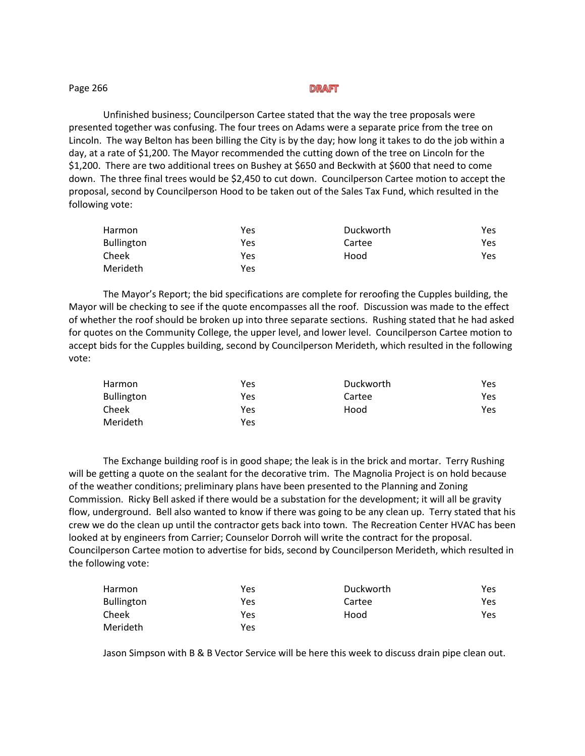DRAFT

Unfinished business; Councilperson Cartee stated that the way the tree proposals were presented together was confusing. The four trees on Adams were a separate price from the tree on Lincoln. The way Belton has been billing the City is by the day; how long it takes to do the job within a day, at a rate of $1,200. The Mayor recommended the cutting down of the tree on Lincoln for the $1,200. There are two additional trees on Bushey at $650 and Beckwith at $600 that need to come down. The three final trees would be $2,450 to cut down. Councilperson Cartee motion to accept the proposal, second by Councilperson Hood to be taken out of the Sales Tax Fund, which resulted in the following vote:

| | | | |
|---|---|---|---|
| Harmon | Yes | Duckworth | Yes |
| Bullington | Yes | Cartee | Yes |
| Cheek | Yes | Hood | Yes |
| Merideth | Yes | | |

The Mayor's Report; the bid specifications are complete for reroofing the Cupples building, the Mayor will be checking to see if the quote encompasses all the roof. Discussion was made to the effect of whether the roof should be broken up into three separate sections. Rushing stated that he had asked for quotes on the Community College, the upper level, and lower level. Councilperson Cartee motion to accept bids for the Cupples building, second by Councilperson Merideth, which resulted in the following vote:

| | | | |
|---|---|---|---|
| Harmon | Yes | Duckworth | Yes |
| Bullington | Yes | Cartee | Yes |
| Cheek | Yes | Hood | Yes |
| Merideth | Yes | | |

The Exchange building roof is in good shape; the leak is in the brick and mortar. Terry Rushing will be getting a quote on the sealant for the decorative trim. The Magnolia Project is on hold because of the weather conditions; preliminary plans have been presented to the Planning and Zoning Commission. Ricky Bell asked if there would be a substation for the development; it will all be gravity flow, underground. Bell also wanted to know if there was going to be any clean up. Terry stated that his crew we do the clean up until the contractor gets back into town. The Recreation Center HVAC has been looked at by engineers from Carrier; Counselor Dorroh will write the contract for the proposal. Councilperson Cartee motion to advertise for bids, second by Councilperson Merideth, which resulted in the following vote:

| | | | |
|---|---|---|---|
| Harmon | Yes | Duckworth | Yes |
| Bullington | Yes | Cartee | Yes |
| Cheek | Yes | Hood | Yes |
| Merideth | Yes | | |

Jason Simpson with B & B Vector Service will be here this week to discuss drain pipe clean out.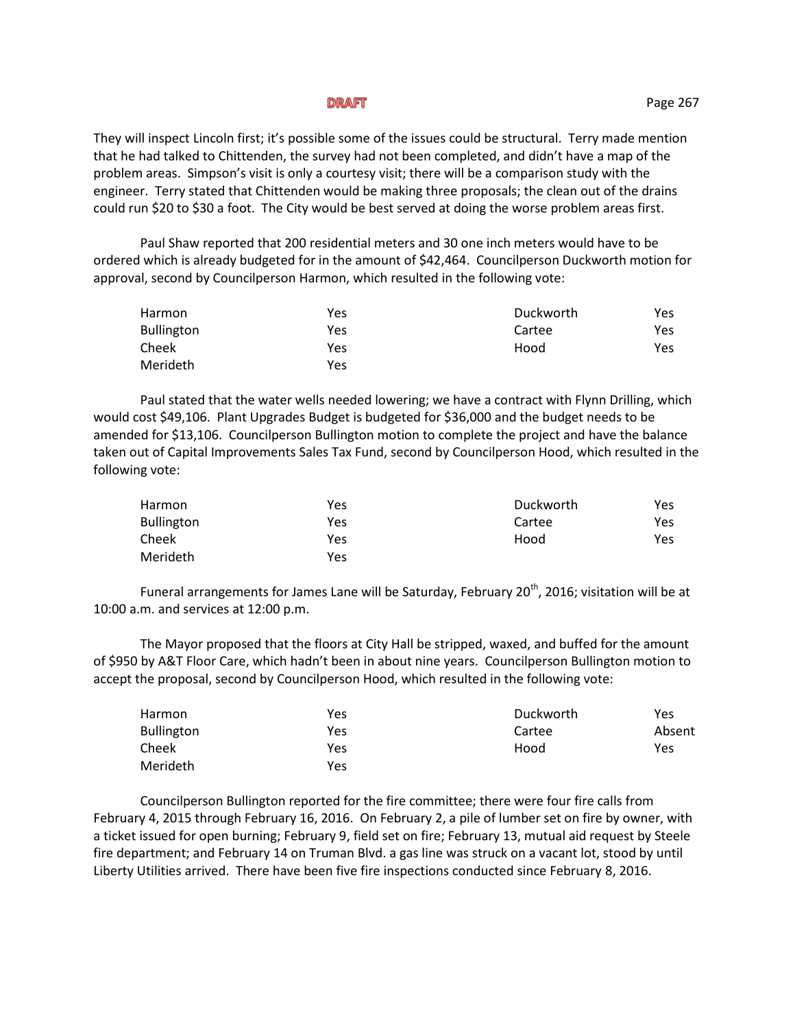They will inspect Lincoln first; it's possible some of the issues could be structural. Terry made mention that he had talked to Chittenden, the survey had not been completed, and didn't have a map of the problem areas. Simpson's visit is only a courtesy visit; there will be a comparison study with the engineer. Terry stated that Chittenden would be making three proposals; the clean out of the drains could run $20 to $30 a foot. The City would be best served at doing the worse problem areas first.

Paul Shaw reported that 200 residential meters and 30 one inch meters would have to be ordered which is already budgeted for in the amount of $42,464. Councilperson Duckworth motion for approval, second by Councilperson Harmon, which resulted in the following vote:

| | | | |
|---|---|---|---|
| Harmon | Yes | Duckworth | Yes |
| Bullington | Yes | Cartee | Yes |
| Cheek | Yes | Hood | Yes |
| Merideth | Yes | | |

Paul stated that the water wells needed lowering; we have a contract with Flynn Drilling, which would cost $49,106. Plant Upgrades Budget is budgeted for $36,000 and the budget needs to be amended for $13,106. Councilperson Bullington motion to complete the project and have the balance taken out of Capital Improvements Sales Tax Fund, second by Councilperson Hood, which resulted in the following vote:

| | | | |
|---|---|---|---|
| Harmon | Yes | Duckworth | Yes |
| Bullington | Yes | Cartee | Yes |
| Cheek | Yes | Hood | Yes |
| Merideth | Yes | | |

Funeral arrangements for James Lane will be Saturday, February 20th, 2016; visitation will be at 10:00 a.m. and services at 12:00 p.m.

The Mayor proposed that the floors at City Hall be stripped, waxed, and buffed for the amount of $950 by A&T Floor Care, which hadn't been in about nine years. Councilperson Bullington motion to accept the proposal, second by Councilperson Hood, which resulted in the following vote:

| | | | |
|---|---|---|---|
| Harmon | Yes | Duckworth | Yes |
| Bullington | Yes | Cartee | Absent |
| Cheek | Yes | Hood | Yes |
| Merideth | Yes | | |

Councilperson Bullington reported for the fire committee; there were four fire calls from February 4, 2015 through February 16, 2016. On February 2, a pile of lumber set on fire by owner, with a ticket issued for open burning; February 9, field set on fire; February 13, mutual aid request by Steele fire department; and February 14 on Truman Blvd. a gas line was struck on a vacant lot, stood by until Liberty Utilities arrived. There have been five fire inspections conducted since February 8, 2016.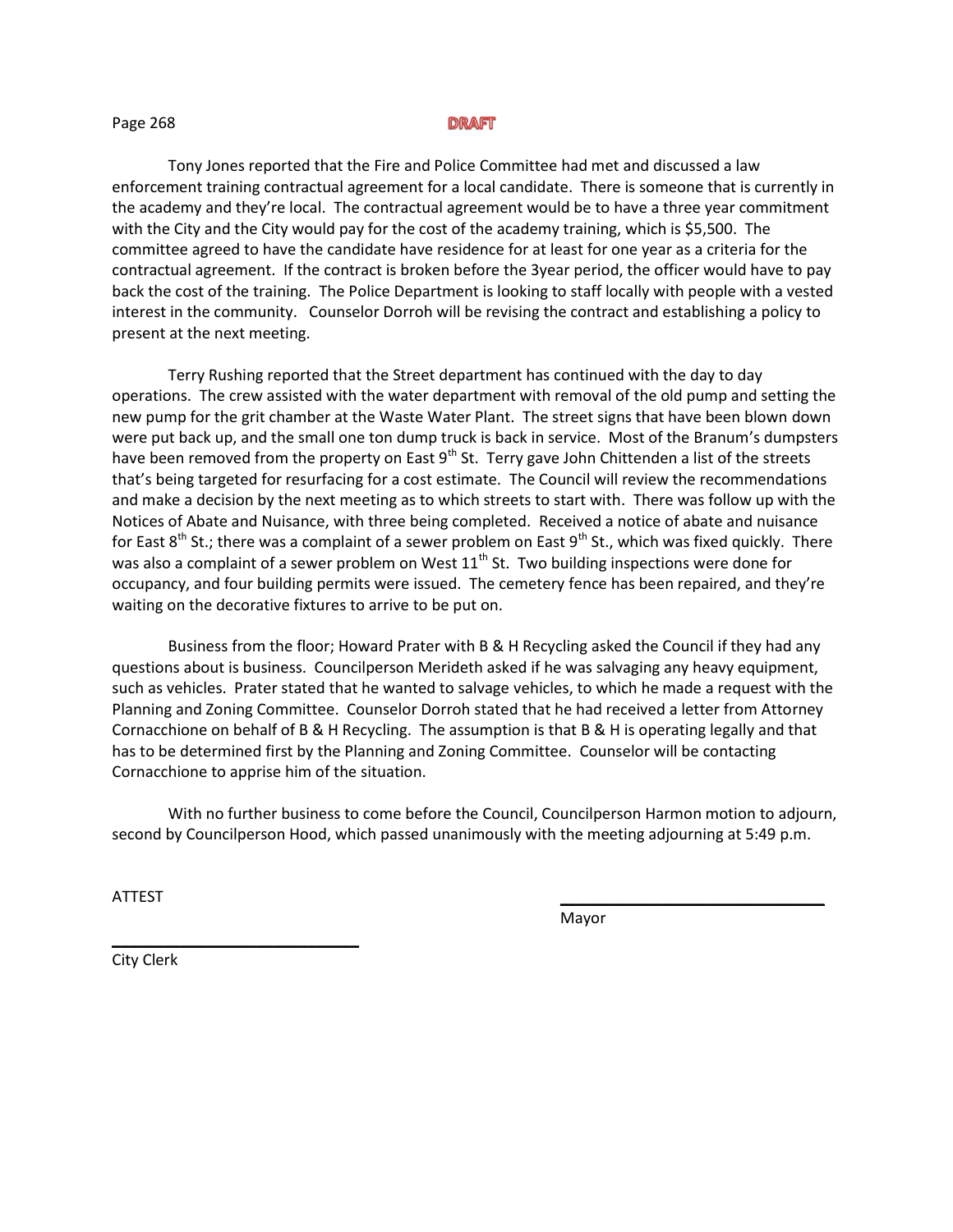DRAFT

Tony Jones reported that the Fire and Police Committee had met and discussed a law enforcement training contractual agreement for a local candidate. There is someone that is currently in the academy and they're local. The contractual agreement would be to have a three year commitment with the City and the City would pay for the cost of the academy training, which is $5,500. The committee agreed to have the candidate have residence for at least for one year as a criteria for the contractual agreement. If the contract is broken before the 3year period, the officer would have to pay back the cost of the training. The Police Department is looking to staff locally with people with a vested interest in the community. Counselor Dorroh will be revising the contract and establishing a policy to present at the next meeting.

Terry Rushing reported that the Street department has continued with the day to day operations. The crew assisted with the water department with removal of the old pump and setting the new pump for the grit chamber at the Waste Water Plant. The street signs that have been blown down were put back up, and the small one ton dump truck is back in service. Most of the Branum's dumpsters have been removed from the property on East 9th St. Terry gave John Chittenden a list of the streets that's being targeted for resurfacing for a cost estimate. The Council will review the recommendations and make a decision by the next meeting as to which streets to start with. There was follow up with the Notices of Abate and Nuisance, with three being completed. Received a notice of abate and nuisance for East 8th St.; there was a complaint of a sewer problem on East 9th St., which was fixed quickly. There was also a complaint of a sewer problem on West 11th St. Two building inspections were done for occupancy, and four building permits were issued. The cemetery fence has been repaired, and they're waiting on the decorative fixtures to arrive to be put on.

Business from the floor; Howard Prater with B & H Recycling asked the Council if they had any questions about is business. Councilperson Merideth asked if he was salvaging any heavy equipment, such as vehicles. Prater stated that he wanted to salvage vehicles, to which he made a request with the Planning and Zoning Committee. Counselor Dorroh stated that he had received a letter from Attorney Cornacchione on behalf of B & H Recycling. The assumption is that B & H is operating legally and that has to be determined first by the Planning and Zoning Committee. Counselor will be contacting Cornacchione to apprise him of the situation.

With no further business to come before the Council, Councilperson Harmon motion to adjourn, second by Councilperson Hood, which passed unanimously with the meeting adjourning at 5:49 p.m.

ATTEST

\_\_\_\_\_\_\_\_\_\_\_\_\_\_\_\_\_\_\_\_\_\_\_\_\_\_\_\_
Mayor

\_\_\_\_\_\_\_\_\_\_\_\_\_\_\_\_\_\_\_\_\_\_\_\_\_\_\_\_
City Clerk